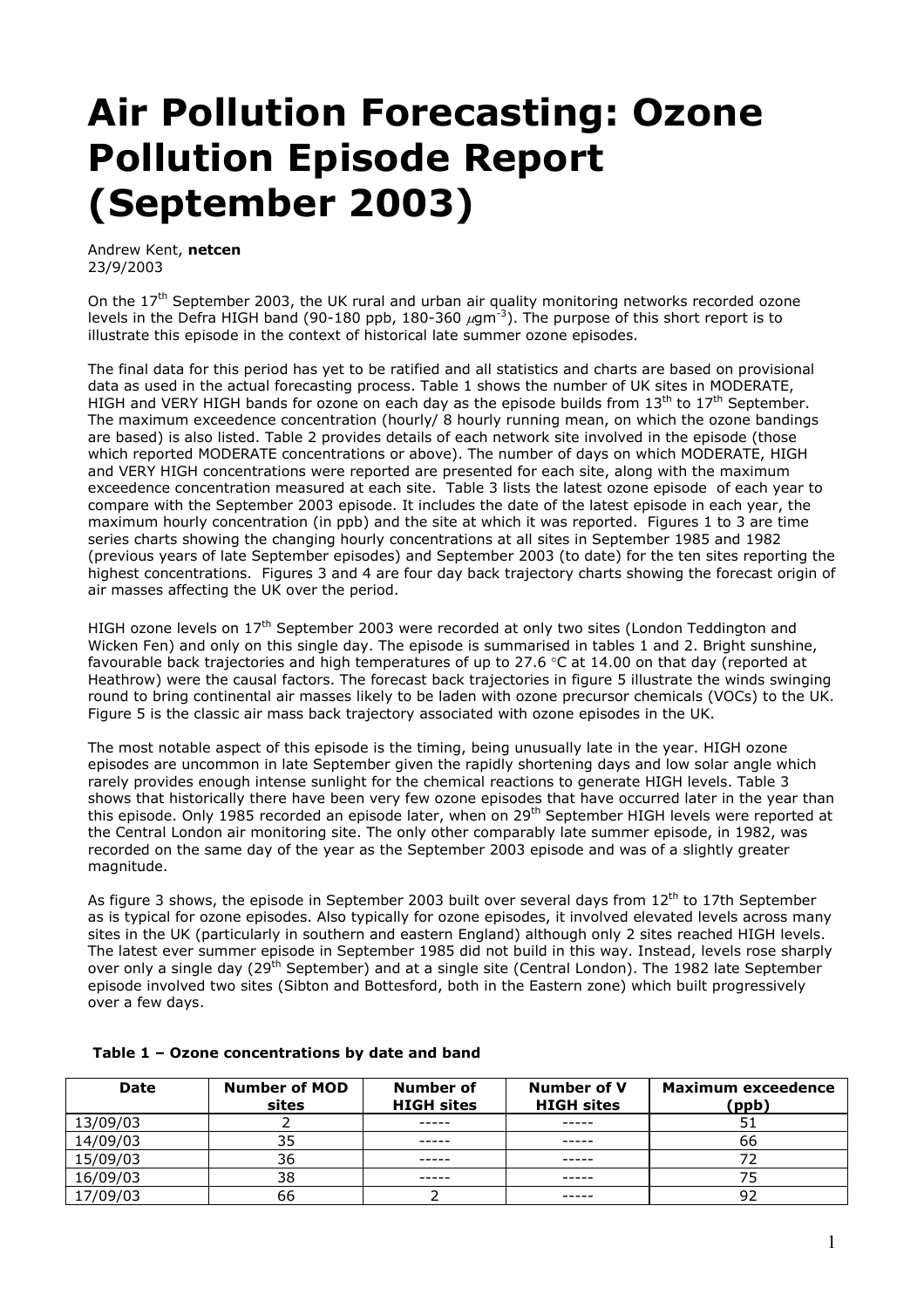# Air Pollution Forecasting: Ozone Pollution Episode Report (September 2003)

Andrew Kent, **netcen**
23/9/2003

On the 17th September 2003, the UK rural and urban air quality monitoring networks recorded ozone levels in the Defra HIGH band (90-180 ppb, 180-360 $\mu$gm$^{-3}$). The purpose of this short report is to illustrate this episode in the context of historical late summer ozone episodes.

The final data for this period has yet to be ratified and all statistics and charts are based on provisional data as used in the actual forecasting process. Table 1 shows the number of UK sites in MODERATE, HIGH and VERY HIGH bands for ozone on each day as the episode builds from 13th to 17th September. The maximum exceedence concentration (hourly/ 8 hourly running mean, on which the ozone bandings are based) is also listed. Table 2 provides details of each network site involved in the episode (those which reported MODERATE concentrations or above). The number of days on which MODERATE, HIGH and VERY HIGH concentrations were reported are presented for each site, along with the maximum exceedence concentration measured at each site. Table 3 lists the latest ozone episode of each year to compare with the September 2003 episode. It includes the date of the latest episode in each year, the maximum hourly concentration (in ppb) and the site at which it was reported. Figures 1 to 3 are time series charts showing the changing hourly concentrations at all sites in September 1985 and 1982 (previous years of late September episodes) and September 2003 (to date) for the ten sites reporting the highest concentrations. Figures 3 and 4 are four day back trajectory charts showing the forecast origin of air masses affecting the UK over the period.

HIGH ozone levels on 17th September 2003 were recorded at only two sites (London Teddington and Wicken Fen) and only on this single day. The episode is summarised in tables 1 and 2. Bright sunshine, favourable back trajectories and high temperatures of up to 27.6 °C at 14.00 on that day (reported at Heathrow) were the causal factors. The forecast back trajectories in figure 5 illustrate the winds swinging round to bring continental air masses likely to be laden with ozone precursor chemicals (VOCs) to the UK. Figure 5 is the classic air mass back trajectory associated with ozone episodes in the UK.

The most notable aspect of this episode is the timing, being unusually late in the year. HIGH ozone episodes are uncommon in late September given the rapidly shortening days and low solar angle which rarely provides enough intense sunlight for the chemical reactions to generate HIGH levels. Table 3 shows that historically there have been very few ozone episodes that have occurred later in the year than this episode. Only 1985 recorded an episode later, when on 29th September HIGH levels were reported at the Central London air monitoring site. The only other comparably late summer episode, in 1982, was recorded on the same day of the year as the September 2003 episode and was of a slightly greater magnitude.

As figure 3 shows, the episode in September 2003 built over several days from 12th to 17th September as is typical for ozone episodes. Also typically for ozone episodes, it involved elevated levels across many sites in the UK (particularly in southern and eastern England) although only 2 sites reached HIGH levels. The latest ever summer episode in September 1985 did not build in this way. Instead, levels rose sharply over only a single day (29th September) and at a single site (Central London). The 1982 late September episode involved two sites (Sibton and Bottesford, both in the Eastern zone) which built progressively over a few days.

**Table 1 – Ozone concentrations by date and band**

| Date | Number of MOD sites | Number of HIGH sites | Number of V HIGH sites | Maximum exceedence (ppb) |
|---|---|---|---|---|
| 13/09/03 | 2 | ----- | ----- | 51 |
| 14/09/03 | 35 | ----- | ----- | 66 |
| 15/09/03 | 36 | ----- | ----- | 72 |
| 16/09/03 | 38 | ----- | ----- | 75 |
| 17/09/03 | 66 | 2 | ----- | 92 |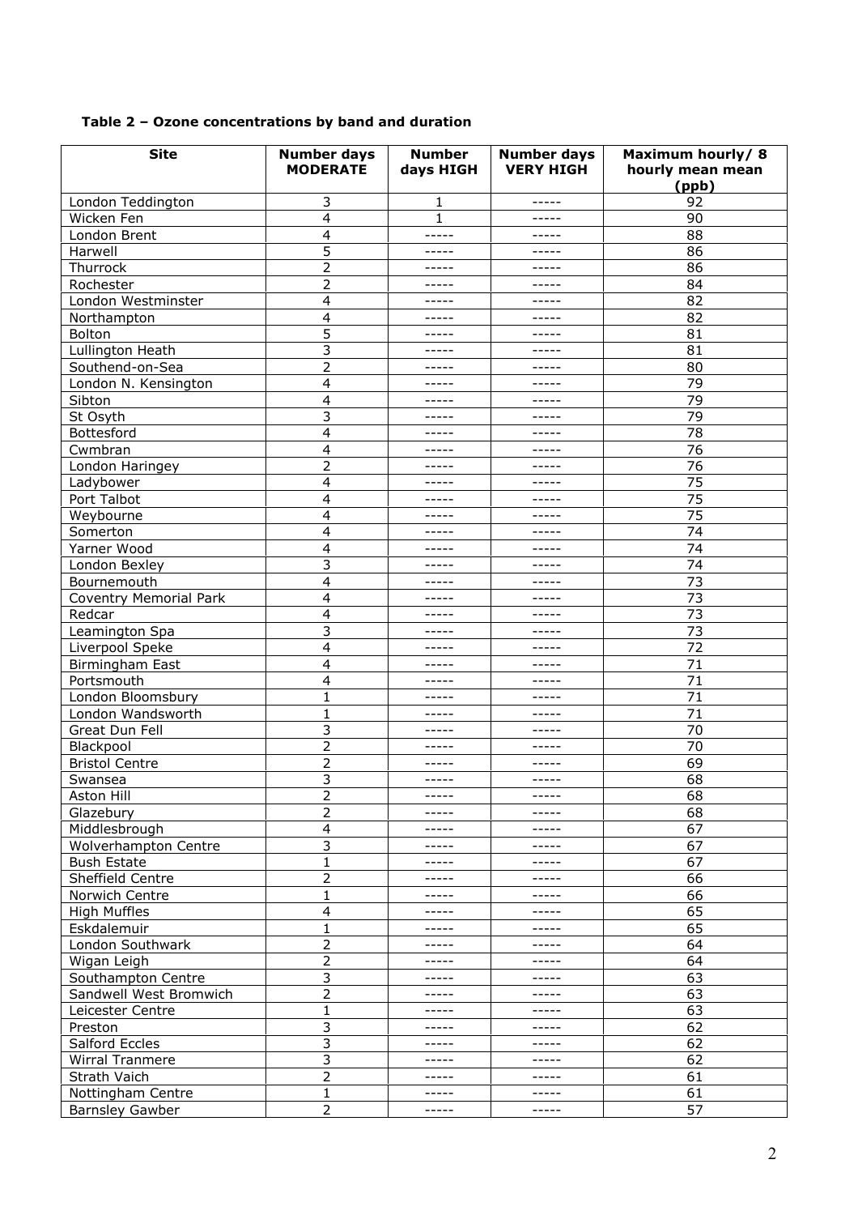**Table 2 – Ozone concentrations by band and duration**

| Site | Number days MODERATE | Number days HIGH | Number days VERY HIGH | Maximum hourly/ 8 hourly mean mean (ppb) |
|---|---|---|---|---|
| London Teddington | 3 | 1 | ----- | 92 |
| Wicken Fen | 4 | 1 | ----- | 90 |
| London Brent | 4 | ----- | ----- | 88 |
| Harwell | 5 | ----- | ----- | 86 |
| Thurrock | 2 | ----- | ----- | 86 |
| Rochester | 2 | ----- | ----- | 84 |
| London Westminster | 4 | ----- | ----- | 82 |
| Northampton | 4 | ----- | ----- | 82 |
| Bolton | 5 | ----- | ----- | 81 |
| Lullington Heath | 3 | ----- | ----- | 81 |
| Southend-on-Sea | 2 | ----- | ----- | 80 |
| London N. Kensington | 4 | ----- | ----- | 79 |
| Sibton | 4 | ----- | ----- | 79 |
| St Osyth | 3 | ----- | ----- | 79 |
| Bottesford | 4 | ----- | ----- | 78 |
| Cwmbran | 4 | ----- | ----- | 76 |
| London Haringey | 2 | ----- | ----- | 76 |
| Ladybower | 4 | ----- | ----- | 75 |
| Port Talbot | 4 | ----- | ----- | 75 |
| Weybourne | 4 | ----- | ----- | 75 |
| Somerton | 4 | ----- | ----- | 74 |
| Yarner Wood | 4 | ----- | ----- | 74 |
| London Bexley | 3 | ----- | ----- | 74 |
| Bournemouth | 4 | ----- | ----- | 73 |
| Coventry Memorial Park | 4 | ----- | ----- | 73 |
| Redcar | 4 | ----- | ----- | 73 |
| Leamington Spa | 3 | ----- | ----- | 73 |
| Liverpool Speke | 4 | ----- | ----- | 72 |
| Birmingham East | 4 | ----- | ----- | 71 |
| Portsmouth | 4 | ----- | ----- | 71 |
| London Bloomsbury | 1 | ----- | ----- | 71 |
| London Wandsworth | 1 | ----- | ----- | 71 |
| Great Dun Fell | 3 | ----- | ----- | 70 |
| Blackpool | 2 | ----- | ----- | 70 |
| Bristol Centre | 2 | ----- | ----- | 69 |
| Swansea | 3 | ----- | ----- | 68 |
| Aston Hill | 2 | ----- | ----- | 68 |
| Glazebury | 2 | ----- | ----- | 68 |
| Middlesbrough | 4 | ----- | ----- | 67 |
| Wolverhampton Centre | 3 | ----- | ----- | 67 |
| Bush Estate | 1 | ----- | ----- | 67 |
| Sheffield Centre | 2 | ----- | ----- | 66 |
| Norwich Centre | 1 | ----- | ----- | 66 |
| High Muffles | 4 | ----- | ----- | 65 |
| Eskdalemuir | 1 | ----- | ----- | 65 |
| London Southwark | 2 | ----- | ----- | 64 |
| Wigan Leigh | 2 | ----- | ----- | 64 |
| Southampton Centre | 3 | ----- | ----- | 63 |
| Sandwell West Bromwich | 2 | ----- | ----- | 63 |
| Leicester Centre | 1 | ----- | ----- | 63 |
| Preston | 3 | ----- | ----- | 62 |
| Salford Eccles | 3 | ----- | ----- | 62 |
| Wirral Tranmere | 3 | ----- | ----- | 62 |
| Strath Vaich | 2 | ----- | ----- | 61 |
| Nottingham Centre | 1 | ----- | ----- | 61 |
| Barnsley Gawber | 2 | ----- | ----- | 57 |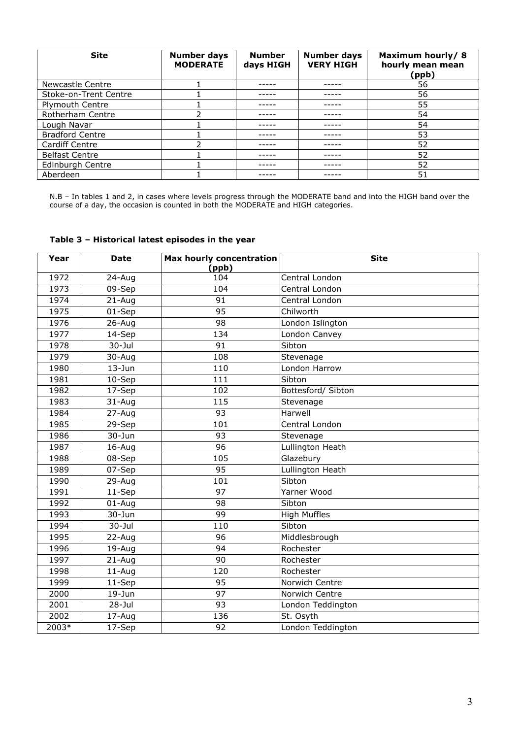| Site | Number days MODERATE | Number days HIGH | Number days VERY HIGH | Maximum hourly/ 8 hourly mean mean (ppb) |
|---|---|---|---|---|
| Newcastle Centre | 1 | ----- | ----- | 56 |
| Stoke-on-Trent Centre | 1 | ----- | ----- | 56 |
| Plymouth Centre | 1 | ----- | ----- | 55 |
| Rotherham Centre | 2 | ----- | ----- | 54 |
| Lough Navar | 1 | ----- | ----- | 54 |
| Bradford Centre | 1 | ----- | ----- | 53 |
| Cardiff Centre | 2 | ----- | ----- | 52 |
| Belfast Centre | 1 | ----- | ----- | 52 |
| Edinburgh Centre | 1 | ----- | ----- | 52 |
| Aberdeen | 1 | ----- | ----- | 51 |

N.B – In tables 1 and 2, in cases where levels progress through the MODERATE band and into the HIGH band over the course of a day, the occasion is counted in both the MODERATE and HIGH categories.

### Table 3 – Historical latest episodes in the year

| Year | Date | Max hourly concentration (ppb) | Site |
|---|---|---|---|
| 1972 | 24-Aug | 104 | Central London |
| 1973 | 09-Sep | 104 | Central London |
| 1974 | 21-Aug | 91 | Central London |
| 1975 | 01-Sep | 95 | Chilworth |
| 1976 | 26-Aug | 98 | London Islington |
| 1977 | 14-Sep | 134 | London Canvey |
| 1978 | 30-Jul | 91 | Sibton |
| 1979 | 30-Aug | 108 | Stevenage |
| 1980 | 13-Jun | 110 | London Harrow |
| 1981 | 10-Sep | 111 | Sibton |
| 1982 | 17-Sep | 102 | Bottesford/ Sibton |
| 1983 | 31-Aug | 115 | Stevenage |
| 1984 | 27-Aug | 93 | Harwell |
| 1985 | 29-Sep | 101 | Central London |
| 1986 | 30-Jun | 93 | Stevenage |
| 1987 | 16-Aug | 96 | Lullington Heath |
| 1988 | 08-Sep | 105 | Glazebury |
| 1989 | 07-Sep | 95 | Lullington Heath |
| 1990 | 29-Aug | 101 | Sibton |
| 1991 | 11-Sep | 97 | Yarner Wood |
| 1992 | 01-Aug | 98 | Sibton |
| 1993 | 30-Jun | 99 | High Muffles |
| 1994 | 30-Jul | 110 | Sibton |
| 1995 | 22-Aug | 96 | Middlesbrough |
| 1996 | 19-Aug | 94 | Rochester |
| 1997 | 21-Aug | 90 | Rochester |
| 1998 | 11-Aug | 120 | Rochester |
| 1999 | 11-Sep | 95 | Norwich Centre |
| 2000 | 19-Jun | 97 | Norwich Centre |
| 2001 | 28-Jul | 93 | London Teddington |
| 2002 | 17-Aug | 136 | St. Osyth |
| 2003* | 17-Sep | 92 | London Teddington |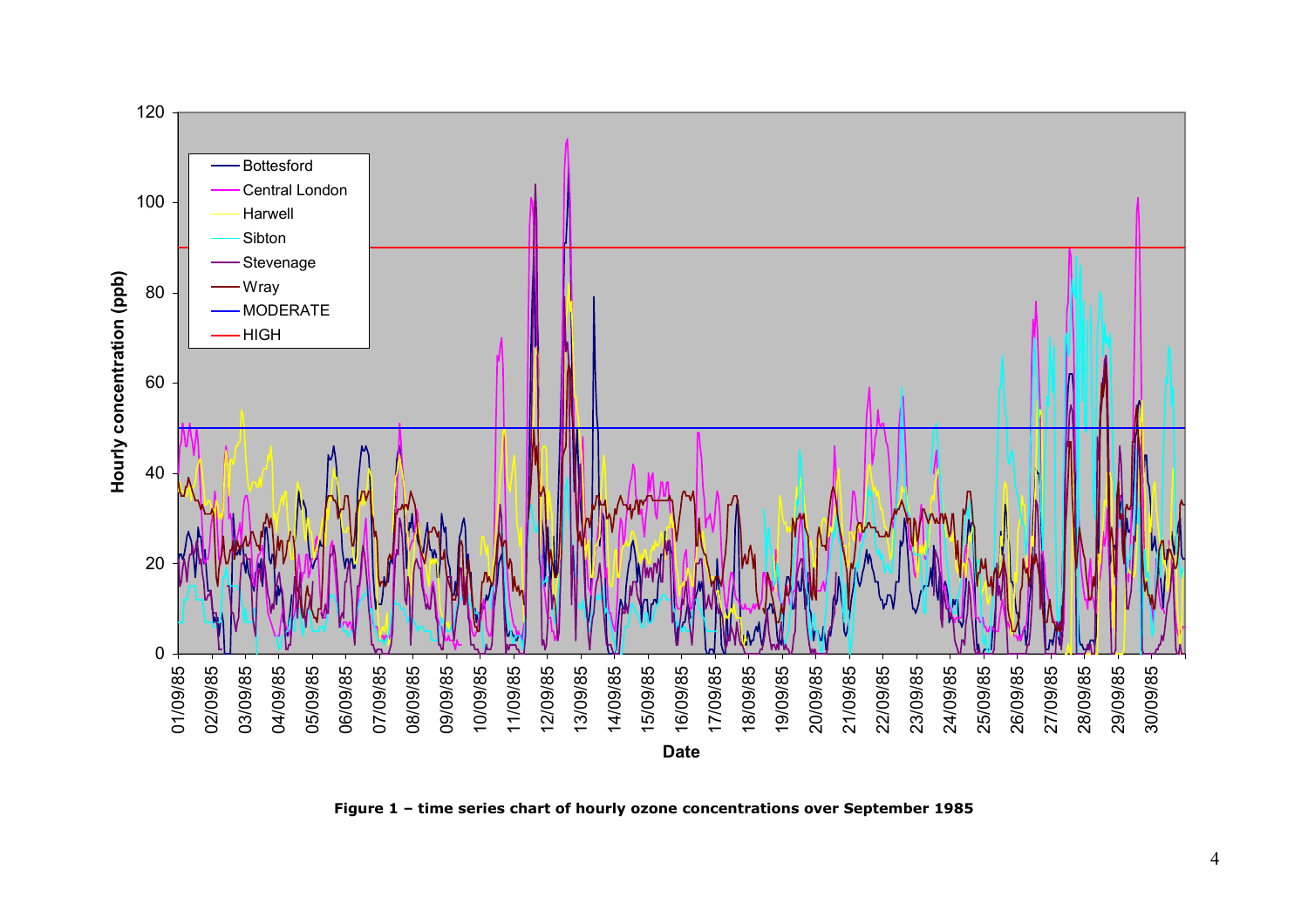**Figure 1 – time series chart of hourly ozone concentrations over September 1985**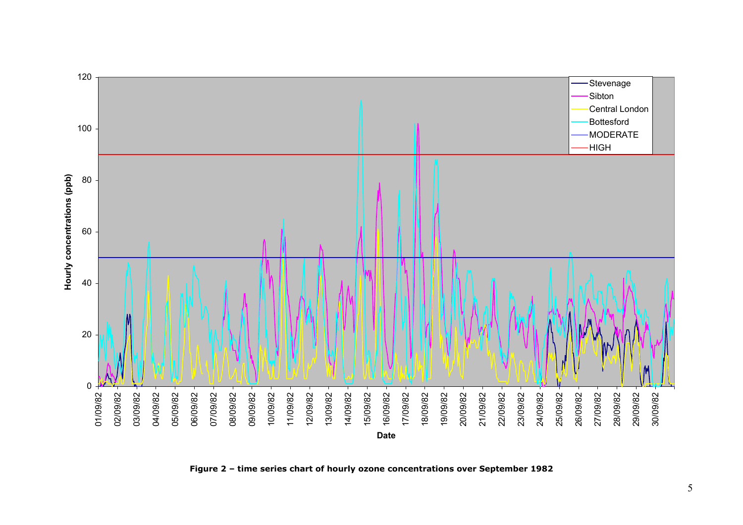**Figure 2 – time series chart of hourly ozone concentrations over September 1982**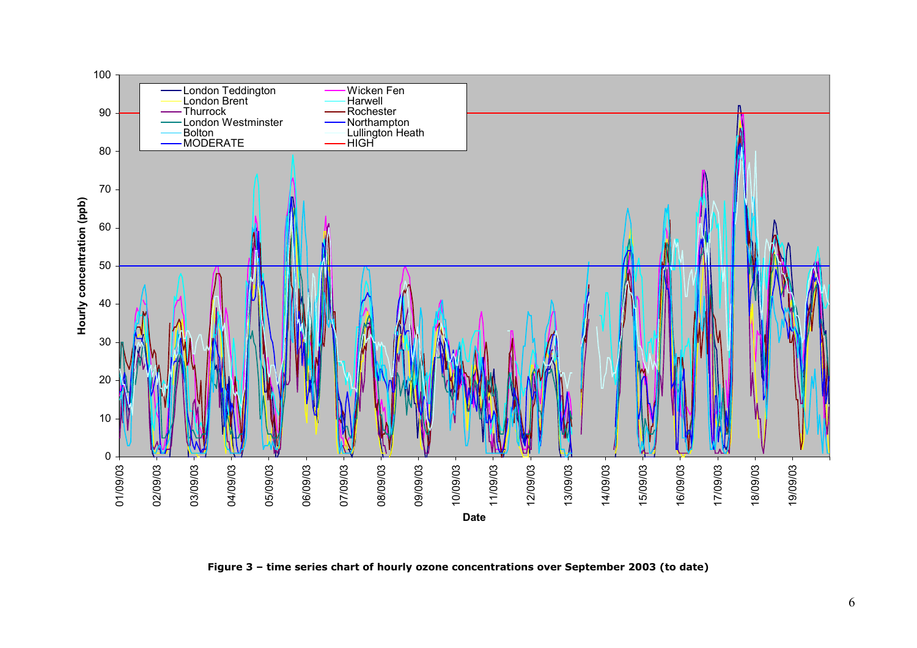**Figure 3 – time series chart of hourly ozone concentrations over September 2003 (to date)**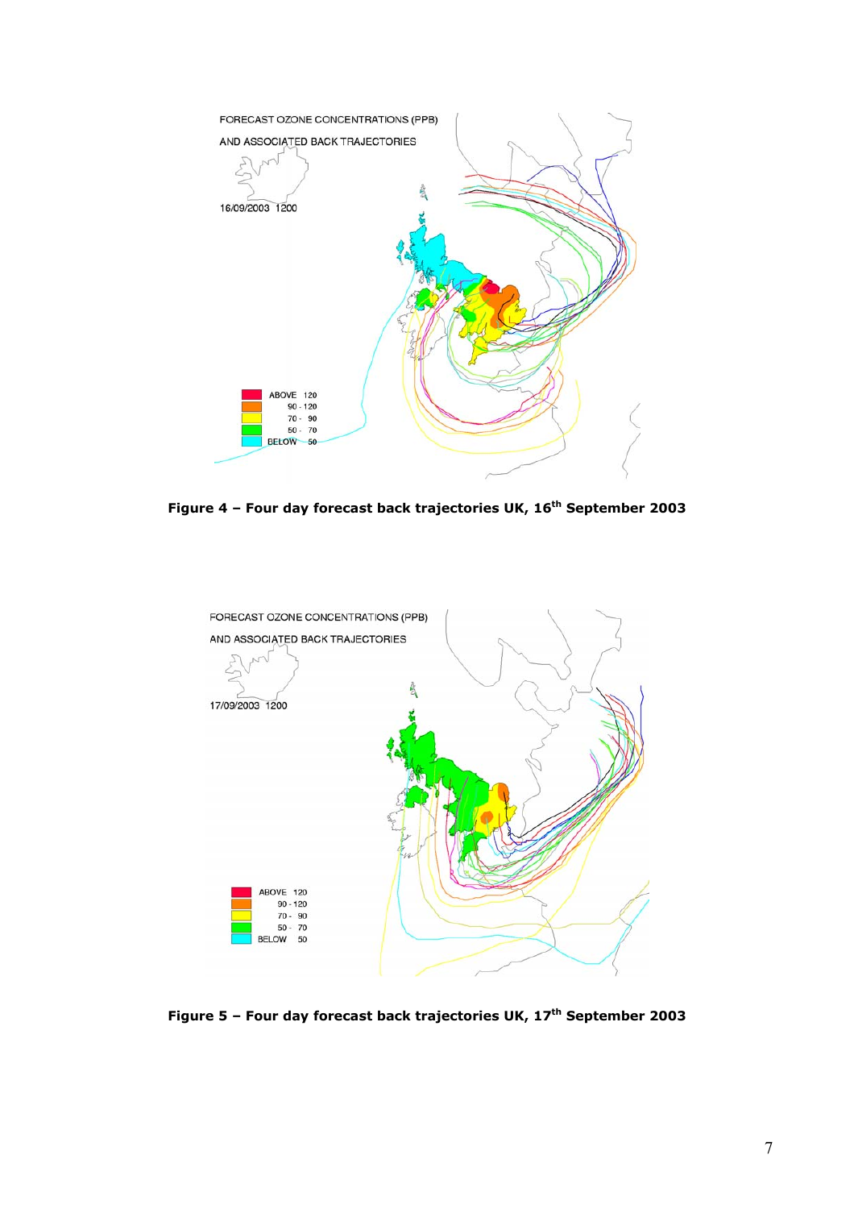FORECAST OZONE CONCENTRATIONS (PPB)

AND ASSOCIATED BACK TRAJECTORIES

16/09/2003 1200

ABOVE 120
90 - 120
70 - 90
50 - 70
BELOW 50

**Figure 4 – Four day forecast back trajectories UK, 16th September 2003**

FORECAST OZONE CONCENTRATIONS (PPB)

AND ASSOCIATED BACK TRAJECTORIES

17/09/2003 1200

ABOVE 120
90 - 120
70 - 90
50 - 70
BELOW 50

**Figure 5 – Four day forecast back trajectories UK, 17th September 2003**